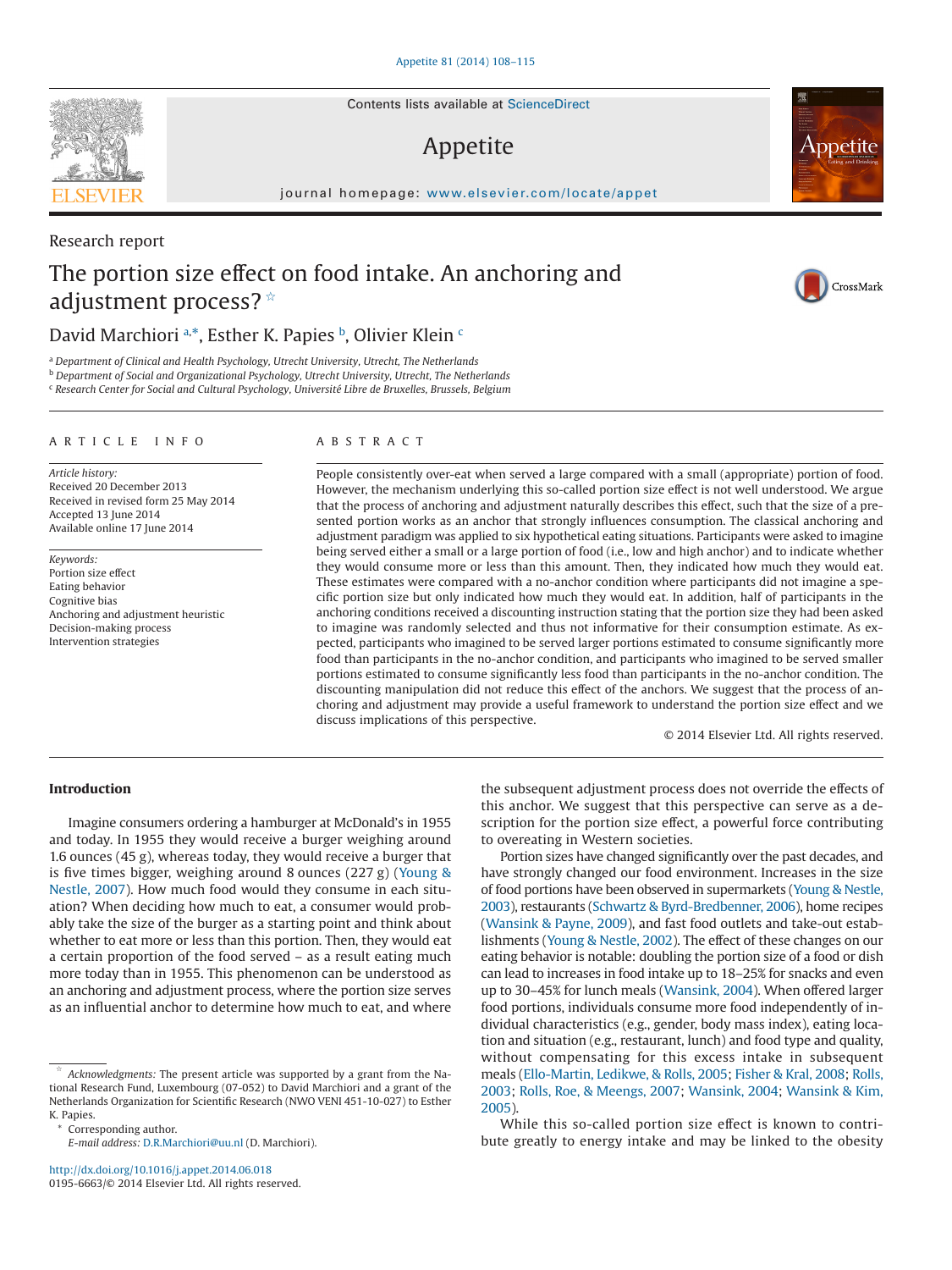Research report

# The portion size effect on food intake. An anchoring and adjustment process? ☆

David Marchiori [a,*], Esther K. Papies [b], Olivier Klein [c]

[a] Department of Clinical and Health Psychology, Utrecht University, Utrecht, The Netherlands
[b] Department of Social and Organizational Psychology, Utrecht University, Utrecht, The Netherlands
[c] Research Center for Social and Cultural Psychology, Université Libre de Bruxelles, Brussels, Belgium

## ARTICLE INFO

*Article history:*
Received 20 December 2013
Received in revised form 25 May 2014
Accepted 13 June 2014
Available online 17 June 2014

*Keywords:*
Portion size effect
Eating behavior
Cognitive bias
Anchoring and adjustment heuristic
Decision-making process
Intervention strategies

## ABSTRACT

People consistently over-eat when served a large compared with a small (appropriate) portion of food. However, the mechanism underlying this so-called portion size effect is not well understood. We argue that the process of anchoring and adjustment naturally describes this effect, such that the size of a presented portion works as an anchor that strongly influences consumption. The classical anchoring and adjustment paradigm was applied to six hypothetical eating situations. Participants were asked to imagine being served either a small or a large portion of food (i.e., low and high anchor) and to indicate whether they would consume more or less than this amount. Then, they indicated how much they would eat. These estimates were compared with a no-anchor condition where participants did not imagine a specific portion size but only indicated how much they would eat. In addition, half of participants in the anchoring conditions received a discounting instruction stating that the portion size they had been asked to imagine was randomly selected and thus not informative for their consumption estimate. As expected, participants who imagined to be served larger portions estimated to consume significantly more food than participants in the no-anchor condition, and participants who imagined to be served smaller portions estimated to consume significantly less food than participants in the no-anchor condition. The discounting manipulation did not reduce this effect of the anchors. We suggest that the process of anchoring and adjustment may provide a useful framework to understand the portion size effect and we discuss implications of this perspective.

© 2014 Elsevier Ltd. All rights reserved.

## Introduction

Imagine consumers ordering a hamburger at McDonald's in 1955 and today. In 1955 they would receive a burger weighing around 1.6 ounces (45 g), whereas today, they would receive a burger that is five times bigger, weighing around 8 ounces (227 g) (Young & Nestle, 2007). How much food would they consume in each situation? When deciding how much to eat, a consumer would probably take the size of the burger as a starting point and think about whether to eat more or less than this portion. Then, they would eat a certain proportion of the food served – as a result eating much more today than in 1955. This phenomenon can be understood as an anchoring and adjustment process, where the portion size serves as an influential anchor to determine how much to eat, and where the subsequent adjustment process does not override the effects of this anchor. We suggest that this perspective can serve as a description for the portion size effect, a powerful force contributing to overeating in Western societies.

Portion sizes have changed significantly over the past decades, and have strongly changed our food environment. Increases in the size of food portions have been observed in supermarkets (Young & Nestle, 2003), restaurants (Schwartz & Byrd-Bredbenner, 2006), home recipes (Wansink & Payne, 2009), and fast food outlets and take-out establishments (Young & Nestle, 2002). The effect of these changes on our eating behavior is notable: doubling the portion size of a food or dish can lead to increases in food intake up to 18–25% for snacks and even up to 30–45% for lunch meals (Wansink, 2004). When offered larger food portions, individuals consume more food independently of individual characteristics (e.g., gender, body mass index), eating location and situation (e.g., restaurant, lunch) and food type and quality, without compensating for this excess intake in subsequent meals (Ello-Martin, Ledikwe, & Rolls, 2005; Fisher & Kral, 2008; Rolls, 2003; Rolls, Roe, & Meengs, 2007; Wansink, 2004; Wansink & Kim, 2005).

While this so-called portion size effect is known to contribute greatly to energy intake and may be linked to the obesity

☆ *Acknowledgments:* The present article was supported by a grant from the National Research Fund, Luxembourg (07-052) to David Marchiori and a grant of the Netherlands Organization for Scientific Research (NWO VENI 451-10-027) to Esther K. Papies.

\* Corresponding author.
*E-mail address:* D.R.Marchiori@uu.nl (D. Marchiori).

http://dx.doi.org/10.1016/j.appet.2014.06.018
0195-6663/© 2014 Elsevier Ltd. All rights reserved.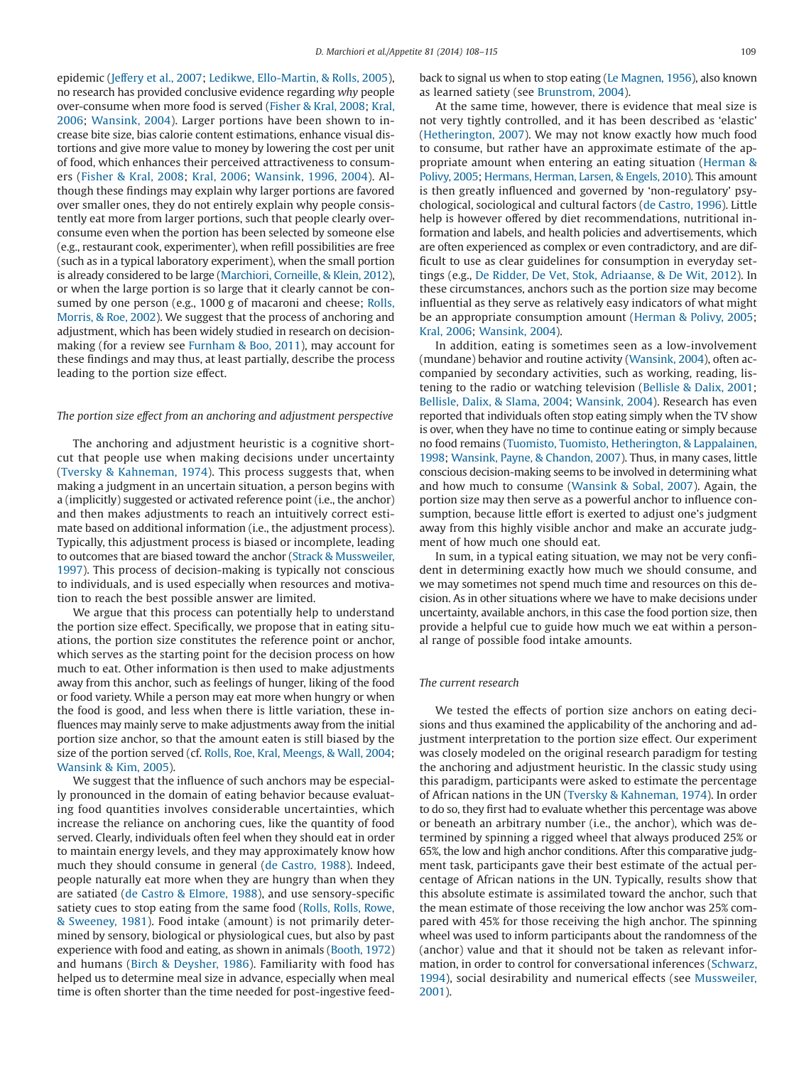epidemic (Jeffery et al., 2007; Ledikwe, Ello-Martin, & Rolls, 2005), no research has provided conclusive evidence regarding *why* people over-consume when more food is served (Fisher & Kral, 2008; Kral, 2006; Wansink, 2004). Larger portions have been shown to increase bite size, bias calorie content estimations, enhance visual distortions and give more value to money by lowering the cost per unit of food, which enhances their perceived attractiveness to consumers (Fisher & Kral, 2008; Kral, 2006; Wansink, 1996, 2004). Although these findings may explain why larger portions are favored over smaller ones, they do not entirely explain why people consistently eat more from larger portions, such that people clearly over-consume even when the portion has been selected by someone else (e.g., restaurant cook, experimenter), when refill possibilities are free (such as in a typical laboratory experiment), when the small portion is already considered to be large (Marchiori, Corneille, & Klein, 2012), or when the large portion is so large that it clearly cannot be consumed by one person (e.g., 1000 g of macaroni and cheese; Rolls, Morris, & Roe, 2002). We suggest that the process of anchoring and adjustment, which has been widely studied in research on decision-making (for a review see Furnham & Boo, 2011), may account for these findings and may thus, at least partially, describe the process leading to the portion size effect.

### *The portion size effect from an anchoring and adjustment perspective*

The anchoring and adjustment heuristic is a cognitive shortcut that people use when making decisions under uncertainty (Tversky & Kahneman, 1974). This process suggests that, when making a judgment in an uncertain situation, a person begins with a (implicitly) suggested or activated reference point (i.e., the anchor) and then makes adjustments to reach an intuitively correct estimate based on additional information (i.e., the adjustment process). Typically, this adjustment process is biased or incomplete, leading to outcomes that are biased toward the anchor (Strack & Mussweiler, 1997). This process of decision-making is typically not conscious to individuals, and is used especially when resources and motivation to reach the best possible answer are limited.

We argue that this process can potentially help to understand the portion size effect. Specifically, we propose that in eating situations, the portion size constitutes the reference point or anchor, which serves as the starting point for the decision process on how much to eat. Other information is then used to make adjustments away from this anchor, such as feelings of hunger, liking of the food or food variety. While a person may eat more when hungry or when the food is good, and less when there is little variation, these influences may mainly serve to make adjustments away from the initial portion size anchor, so that the amount eaten is still biased by the size of the portion served (cf. Rolls, Roe, Kral, Meengs, & Wall, 2004; Wansink & Kim, 2005).

We suggest that the influence of such anchors may be especially pronounced in the domain of eating behavior because evaluating food quantities involves considerable uncertainties, which increase the reliance on anchoring cues, like the quantity of food served. Clearly, individuals often feel when they should eat in order to maintain energy levels, and they may approximately know how much they should consume in general (de Castro, 1988). Indeed, people naturally eat more when they are hungry than when they are satiated (de Castro & Elmore, 1988), and use sensory-specific satiety cues to stop eating from the same food (Rolls, Rolls, Rowe, & Sweeney, 1981). Food intake (amount) is not primarily determined by sensory, biological or physiological cues, but also by past experience with food and eating, as shown in animals (Booth, 1972) and humans (Birch & Deysher, 1986). Familiarity with food has helped us to determine meal size in advance, especially when meal time is often shorter than the time needed for post-ingestive feedback to signal us when to stop eating (Le Magnen, 1956), also known as learned satiety (see Brunstrom, 2004).

At the same time, however, there is evidence that meal size is not very tightly controlled, and it has been described as 'elastic' (Hetherington, 2007). We may not know exactly how much food to consume, but rather have an approximate estimate of the appropriate amount when entering an eating situation (Herman & Polivy, 2005; Hermans, Herman, Larsen, & Engels, 2010). This amount is then greatly influenced and governed by 'non-regulatory' psychological, sociological and cultural factors (de Castro, 1996). Little help is however offered by diet recommendations, nutritional information and labels, and health policies and advertisements, which are often experienced as complex or even contradictory, and are difficult to use as clear guidelines for consumption in everyday settings (e.g., De Ridder, De Vet, Stok, Adriaanse, & De Wit, 2012). In these circumstances, anchors such as the portion size may become influential as they serve as relatively easy indicators of what might be an appropriate consumption amount (Herman & Polivy, 2005; Kral, 2006; Wansink, 2004).

In addition, eating is sometimes seen as a low-involvement (mundane) behavior and routine activity (Wansink, 2004), often accompanied by secondary activities, such as working, reading, listening to the radio or watching television (Bellisle & Dalix, 2001; Bellisle, Dalix, & Slama, 2004; Wansink, 2004). Research has even reported that individuals often stop eating simply when the TV show is over, when they have no time to continue eating or simply because no food remains (Tuomisto, Tuomisto, Hetherington, & Lappalainen, 1998; Wansink, Payne, & Chandon, 2007). Thus, in many cases, little conscious decision-making seems to be involved in determining what and how much to consume (Wansink & Sobal, 2007). Again, the portion size may then serve as a powerful anchor to influence consumption, because little effort is exerted to adjust one's judgment away from this highly visible anchor and make an accurate judgment of how much one should eat.

In sum, in a typical eating situation, we may not be very confident in determining exactly how much we should consume, and we may sometimes not spend much time and resources on this decision. As in other situations where we have to make decisions under uncertainty, available anchors, in this case the food portion size, then provide a helpful cue to guide how much we eat within a personal range of possible food intake amounts.

### *The current research*

We tested the effects of portion size anchors on eating decisions and thus examined the applicability of the anchoring and adjustment interpretation to the portion size effect. Our experiment was closely modeled on the original research paradigm for testing the anchoring and adjustment heuristic. In the classic study using this paradigm, participants were asked to estimate the percentage of African nations in the UN (Tversky & Kahneman, 1974). In order to do so, they first had to evaluate whether this percentage was above or beneath an arbitrary number (i.e., the anchor), which was determined by spinning a rigged wheel that always produced 25% or 65%, the low and high anchor conditions. After this comparative judgment task, participants gave their best estimate of the actual percentage of African nations in the UN. Typically, results show that this absolute estimate is assimilated toward the anchor, such that the mean estimate of those receiving the low anchor was 25% compared with 45% for those receiving the high anchor. The spinning wheel was used to inform participants about the randomness of the (anchor) value and that it should not be taken as relevant information, in order to control for conversational inferences (Schwarz, 1994), social desirability and numerical effects (see Mussweiler, 2001).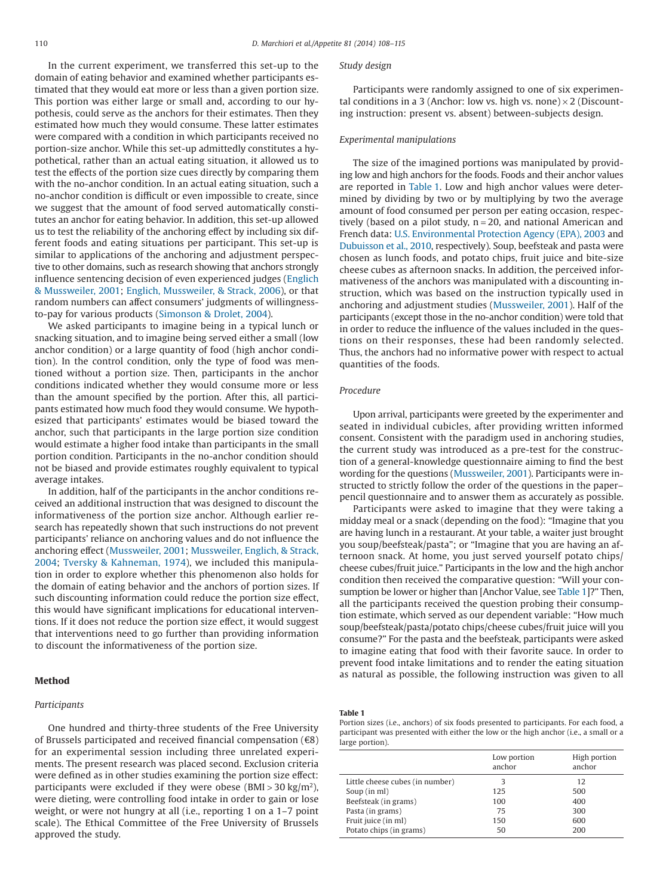In the current experiment, we transferred this set-up to the domain of eating behavior and examined whether participants estimated that they would eat more or less than a given portion size. This portion was either large or small and, according to our hypothesis, could serve as the anchors for their estimates. Then they estimated how much they would consume. These latter estimates were compared with a condition in which participants received no portion-size anchor. While this set-up admittedly constitutes a hypothetical, rather than an actual eating situation, it allowed us to test the effects of the portion size cues directly by comparing them with the no-anchor condition. In an actual eating situation, such a no-anchor condition is difficult or even impossible to create, since we suggest that the amount of food served automatically constitutes an anchor for eating behavior. In addition, this set-up allowed us to test the reliability of the anchoring effect by including six different foods and eating situations per participant. This set-up is similar to applications of the anchoring and adjustment perspective to other domains, such as research showing that anchors strongly influence sentencing decision of even experienced judges (Englich & Mussweiler, 2001; Englich, Mussweiler, & Strack, 2006), or that random numbers can affect consumers' judgments of willingness-to-pay for various products (Simonson & Drolet, 2004).

We asked participants to imagine being in a typical lunch or snacking situation, and to imagine being served either a small (low anchor condition) or a large quantity of food (high anchor condition). In the control condition, only the type of food was mentioned without a portion size. Then, participants in the anchor conditions indicated whether they would consume more or less than the amount specified by the portion. After this, all participants estimated how much food they would consume. We hypothesized that participants' estimates would be biased toward the anchor, such that participants in the large portion size condition would estimate a higher food intake than participants in the small portion condition. Participants in the no-anchor condition should not be biased and provide estimates roughly equivalent to typical average intakes.

In addition, half of the participants in the anchor conditions received an additional instruction that was designed to discount the informativeness of the portion size anchor. Although earlier research has repeatedly shown that such instructions do not prevent participants' reliance on anchoring values and do not influence the anchoring effect (Mussweiler, 2001; Mussweiler, Englich, & Strack, 2004; Tversky & Kahneman, 1974), we included this manipulation in order to explore whether this phenomenon also holds for the domain of eating behavior and the anchors of portion sizes. If such discounting information could reduce the portion size effect, this would have significant implications for educational interventions. If it does not reduce the portion size effect, it would suggest that interventions need to go further than providing information to discount the informativeness of the portion size.

## Method

### Participants

One hundred and thirty-three students of the Free University of Brussels participated and received financial compensation (€8) for an experimental session including three unrelated experiments. The present research was placed second. Exclusion criteria were defined as in other studies examining the portion size effect: participants were excluded if they were obese (BMI > 30 kg/m²), were dieting, were controlling food intake in order to gain or lose weight, or were not hungry at all (i.e., reporting 1 on a 1–7 point scale). The Ethical Committee of the Free University of Brussels approved the study.

### Study design

Participants were randomly assigned to one of six experimental conditions in a 3 (Anchor: low vs. high vs. none) × 2 (Discounting instruction: present vs. absent) between-subjects design.

### Experimental manipulations

The size of the imagined portions was manipulated by providing low and high anchors for the foods. Foods and their anchor values are reported in Table 1. Low and high anchor values were determined by dividing by two or by multiplying by two the average amount of food consumed per person per eating occasion, respectively (based on a pilot study, n = 20, and national American and French data: U.S. Environmental Protection Agency (EPA), 2003 and Dubuisson et al., 2010, respectively). Soup, beefsteak and pasta were chosen as lunch foods, and potato chips, fruit juice and bite-size cheese cubes as afternoon snacks. In addition, the perceived informativeness of the anchors was manipulated with a discounting instruction, which was based on the instruction typically used in anchoring and adjustment studies (Mussweiler, 2001). Half of the participants (except those in the no-anchor condition) were told that in order to reduce the influence of the values included in the questions on their responses, these had been randomly selected. Thus, the anchors had no informative power with respect to actual quantities of the foods.

### Procedure

Upon arrival, participants were greeted by the experimenter and seated in individual cubicles, after providing written informed consent. Consistent with the paradigm used in anchoring studies, the current study was introduced as a pre-test for the construction of a general-knowledge questionnaire aiming to find the best wording for the questions (Mussweiler, 2001). Participants were instructed to strictly follow the order of the questions in the paper–pencil questionnaire and to answer them as accurately as possible.

Participants were asked to imagine that they were taking a midday meal or a snack (depending on the food): "Imagine that you are having lunch in a restaurant. At your table, a waiter just brought you soup/beefsteak/pasta"; or "Imagine that you are having an afternoon snack. At home, you just served yourself potato chips/cheese cubes/fruit juice." Participants in the low and the high anchor condition then received the comparative question: "Will your consumption be lower or higher than [Anchor Value, see Table 1]?" Then, all the participants received the question probing their consumption estimate, which served as our dependent variable: "How much soup/beefsteak/pasta/potato chips/cheese cubes/fruit juice will you consume?" For the pasta and the beefsteak, participants were asked to imagine eating that food with their favorite sauce. In order to prevent food intake limitations and to render the eating situation as natural as possible, the following instruction was given to all

**Table 1**
Portion sizes (i.e., anchors) of six foods presented to participants. For each food, a participant was presented with either the low or the high anchor (i.e., a small or a large portion).

| | Low portion anchor | High portion anchor |
|---|---|---|
| Little cheese cubes (in number) | 3 | 12 |
| Soup (in ml) | 125 | 500 |
| Beefsteak (in grams) | 100 | 400 |
| Pasta (in grams) | 75 | 300 |
| Fruit juice (in ml) | 150 | 600 |
| Potato chips (in grams) | 50 | 200 |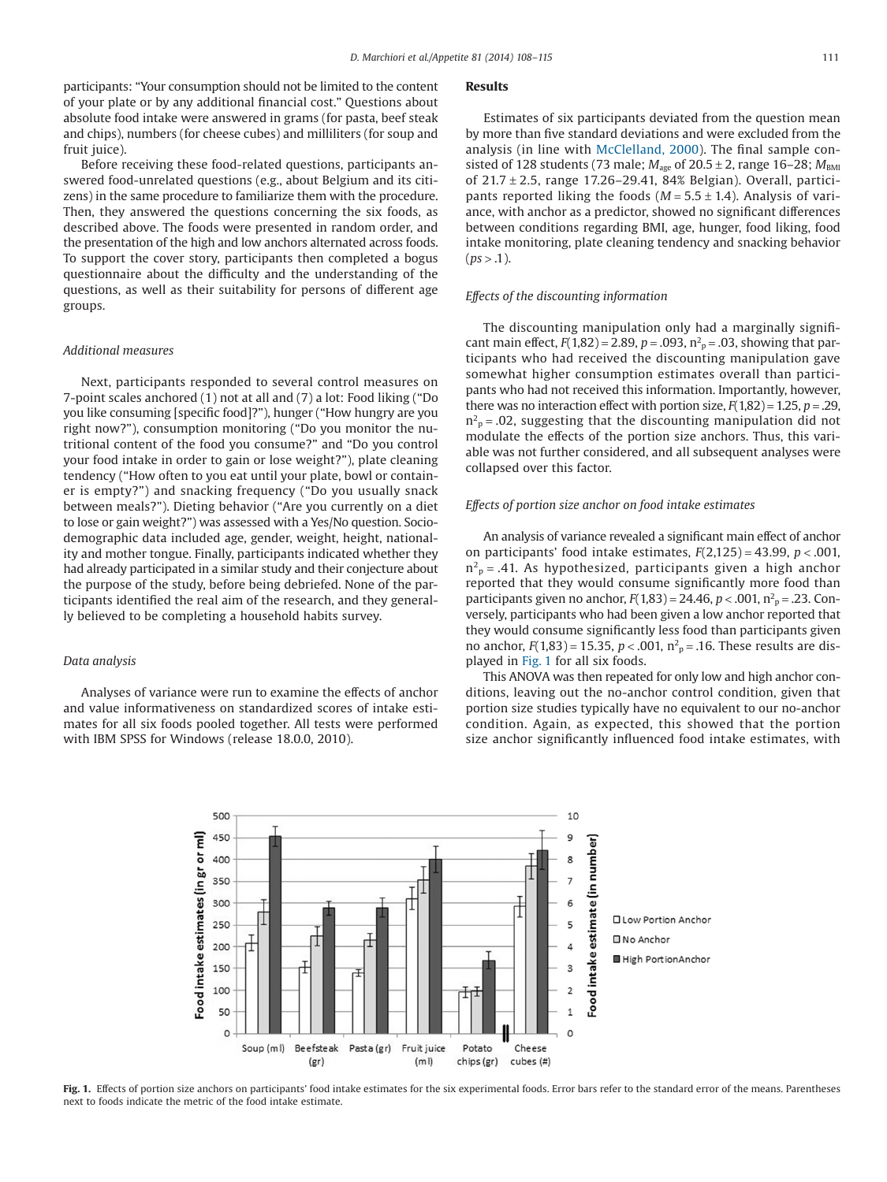participants: "Your consumption should not be limited to the content of your plate or by any additional financial cost." Questions about absolute food intake were answered in grams (for pasta, beef steak and chips), numbers (for cheese cubes) and milliliters (for soup and fruit juice).

Before receiving these food-related questions, participants answered food-unrelated questions (e.g., about Belgium and its citizens) in the same procedure to familiarize them with the procedure. Then, they answered the questions concerning the six foods, as described above. The foods were presented in random order, and the presentation of the high and low anchors alternated across foods. To support the cover story, participants then completed a bogus questionnaire about the difficulty and the understanding of the questions, as well as their suitability for persons of different age groups.

### *Additional measures*

Next, participants responded to several control measures on 7-point scales anchored (1) not at all and (7) a lot: Food liking ("Do you like consuming [specific food]?"), hunger ("How hungry are you right now?"), consumption monitoring ("Do you monitor the nutritional content of the food you consume?" and "Do you control your food intake in order to gain or lose weight?"), plate cleaning tendency ("How often to you eat until your plate, bowl or container is empty?") and snacking frequency ("Do you usually snack between meals?"). Dieting behavior ("Are you currently on a diet to lose or gain weight?") was assessed with a Yes/No question. Sociodemographic data included age, gender, weight, height, nationality and mother tongue. Finally, participants indicated whether they had already participated in a similar study and their conjecture about the purpose of the study, before being debriefed. None of the participants identified the real aim of the research, and they generally believed to be completing a household habits survey.

### *Data analysis*

Analyses of variance were run to examine the effects of anchor and value informativeness on standardized scores of intake estimates for all six foods pooled together. All tests were performed with IBM SPSS for Windows (release 18.0.0, 2010).

## Results

Estimates of six participants deviated from the question mean by more than five standard deviations and were excluded from the analysis (in line with McClelland, 2000). The final sample consisted of 128 students (73 male; $M_{age}$ of 20.5 ± 2, range 16–28; $M_{BMI}$ of 21.7 ± 2.5, range 17.26–29.41, 84% Belgian). Overall, participants reported liking the foods ($M$ = 5.5 ± 1.4). Analysis of variance, with anchor as a predictor, showed no significant differences between conditions regarding BMI, age, hunger, food liking, food intake monitoring, plate cleaning tendency and snacking behavior ($ps > .1$).

### *Effects of the discounting information*

The discounting manipulation only had a marginally significant main effect, $F(1,82) = 2.89$, $p = .093$, $\eta^2_p = .03$, showing that participants who had received the discounting manipulation gave somewhat higher consumption estimates overall than participants who had not received this information. Importantly, however, there was no interaction effect with portion size, $F(1,82) = 1.25$, $p = .29$, $\eta^2_p = .02$, suggesting that the discounting manipulation did not modulate the effects of the portion size anchors. Thus, this variable was not further considered, and all subsequent analyses were collapsed over this factor.

### *Effects of portion size anchor on food intake estimates*

An analysis of variance revealed a significant main effect of anchor on participants' food intake estimates, $F(2,125) = 43.99$, $p < .001$, $\eta^2_p = .41$. As hypothesized, participants given a high anchor reported that they would consume significantly more food than participants given no anchor, $F(1,83) = 24.46$, $p < .001$, $\eta^2_p = .23$. Conversely, participants who had been given a low anchor reported that they would consume significantly less food than participants given no anchor, $F(1,83) = 15.35$, $p < .001$, $\eta^2_p = .16$. These results are displayed in Fig. 1 for all six foods.

This ANOVA was then repeated for only low and high anchor conditions, leaving out the no-anchor control condition, given that portion size studies typically have no equivalent to our no-anchor condition. Again, as expected, this showed that the portion size anchor significantly influenced food intake estimates, with

**Fig. 1.** Effects of portion size anchors on participants' food intake estimates for the six experimental foods. Error bars refer to the standard error of the means. Parentheses next to foods indicate the metric of the food intake estimate.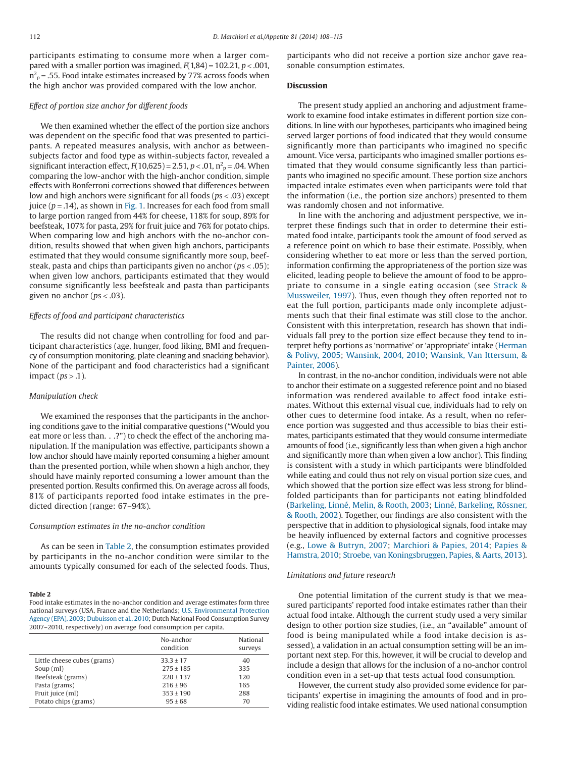participants estimating to consume more when a larger compared with a smaller portion was imagined, $F(1,84) = 102.21$, $p < .001$, $\eta^2_p = .55$. Food intake estimates increased by 77% across foods when the high anchor was provided compared with the low anchor.

### *Effect of portion size anchor for different foods*

We then examined whether the effect of the portion size anchors was dependent on the specific food that was presented to participants. A repeated measures analysis, with anchor as between-subjects factor and food type as within-subjects factor, revealed a significant interaction effect, $F(10,625) = 2.51$, $p < .01$, $\eta^2_p = .04$. When comparing the low-anchor with the high-anchor condition, simple effects with Bonferroni corrections showed that differences between low and high anchors were significant for all foods ($ps < .03$) except juice ($p = .14$), as shown in Fig. 1. Increases for each food from small to large portion ranged from 44% for cheese, 118% for soup, 89% for beefsteak, 107% for pasta, 29% for fruit juice and 76% for potato chips. When comparing low and high anchors with the no-anchor condition, results showed that when given high anchors, participants estimated that they would consume significantly more soup, beefsteak, pasta and chips than participants given no anchor ($ps < .05$); when given low anchors, participants estimated that they would consume significantly less beefsteak and pasta than participants given no anchor ($ps < .03$).

### *Effects of food and participant characteristics*

The results did not change when controlling for food and participant characteristics (age, hunger, food liking, BMI and frequency of consumption monitoring, plate cleaning and snacking behavior). None of the participant and food characteristics had a significant impact ($ps > .1$).

### *Manipulation check*

We examined the responses that the participants in the anchoring conditions gave to the initial comparative questions ("Would you eat more or less than. . .?") to check the effect of the anchoring manipulation. If the manipulation was effective, participants shown a low anchor should have mainly reported consuming a higher amount than the presented portion, while when shown a high anchor, they should have mainly reported consuming a lower amount than the presented portion. Results confirmed this. On average across all foods, 81% of participants reported food intake estimates in the predicted direction (range: 67–94%).

### *Consumption estimates in the no-anchor condition*

As can be seen in Table 2, the consumption estimates provided by participants in the no-anchor condition were similar to the amounts typically consumed for each of the selected foods. Thus, participants who did not receive a portion size anchor gave reasonable consumption estimates.

**Table 2**
Food intake estimates in the no-anchor condition and average estimates form three national surveys (USA, France and the Netherlands; U.S. Environmental Protection Agency (EPA), 2003; Dubuisson et al., 2010; Dutch National Food Consumption Survey 2007–2010, respectively) on average food consumption per capita.

| | No-anchor condition | National surveys |
|---|---|---|
| Little cheese cubes (grams) | 33.3 ± 17 | 40 |
| Soup (ml) | 275 ± 185 | 335 |
| Beefsteak (grams) | 220 ± 137 | 120 |
| Pasta (grams) | 216 ± 96 | 165 |
| Fruit juice (ml) | 353 ± 190 | 288 |
| Potato chips (grams) | 95 ± 68 | 70 |

## Discussion

The present study applied an anchoring and adjustment framework to examine food intake estimates in different portion size conditions. In line with our hypotheses, participants who imagined being served larger portions of food indicated that they would consume significantly more than participants who imagined no specific amount. Vice versa, participants who imagined smaller portions estimated that they would consume significantly less than participants who imagined no specific amount. These portion size anchors impacted intake estimates even when participants were told that the information (i.e., the portion size anchors) presented to them was randomly chosen and not informative.

In line with the anchoring and adjustment perspective, we interpret these findings such that in order to determine their estimated food intake, participants took the amount of food served as a reference point on which to base their estimate. Possibly, when considering whether to eat more or less than the served portion, information confirming the appropriateness of the portion size was elicited, leading people to believe the amount of food to be appropriate to consume in a single eating occasion (see Strack & Mussweiler, 1997). Thus, even though they often reported not to eat the full portion, participants made only incomplete adjustments such that their final estimate was still close to the anchor. Consistent with this interpretation, research has shown that individuals fall prey to the portion size effect because they tend to interpret hefty portions as 'normative' or 'appropriate' intake (Herman & Polivy, 2005; Wansink, 2004, 2010; Wansink, Van Ittersum, & Painter, 2006).

In contrast, in the no-anchor condition, individuals were not able to anchor their estimate on a suggested reference point and no biased information was rendered available to affect food intake estimates. Without this external visual cue, individuals had to rely on other cues to determine food intake. As a result, when no reference portion was suggested and thus accessible to bias their estimates, participants estimated that they would consume intermediate amounts of food (i.e., significantly less than when given a high anchor and significantly more than when given a low anchor). This finding is consistent with a study in which participants were blindfolded while eating and could thus not rely on visual portion size cues, and which showed that the portion size effect was less strong for blindfolded participants than for participants not eating blindfolded (Barkeling, Linné, Melin, & Rooth, 2003; Linné, Barkeling, Rössner, & Rooth, 2002). Together, our findings are also consistent with the perspective that in addition to physiological signals, food intake may be heavily influenced by external factors and cognitive processes (e.g., Lowe & Butryn, 2007; Marchiori & Papies, 2014; Papies & Hamstra, 2010; Stroebe, van Koningsbruggen, Papies, & Aarts, 2013).

### *Limitations and future research*

One potential limitation of the current study is that we measured participants' reported food intake estimates rather than their actual food intake. Although the current study used a very similar design to other portion size studies (i.e., an "available" amount of food is being manipulated while a food intake decision is assessed), a validation in an actual consumption setting will be an important next step. For this, however, it will be crucial to develop and include a design that allows for the inclusion of a no-anchor control condition even in a set-up that tests actual food consumption.

However, the current study also provided some evidence for participants' expertise in imagining the amounts of food and in providing realistic food intake estimates. We used national consumption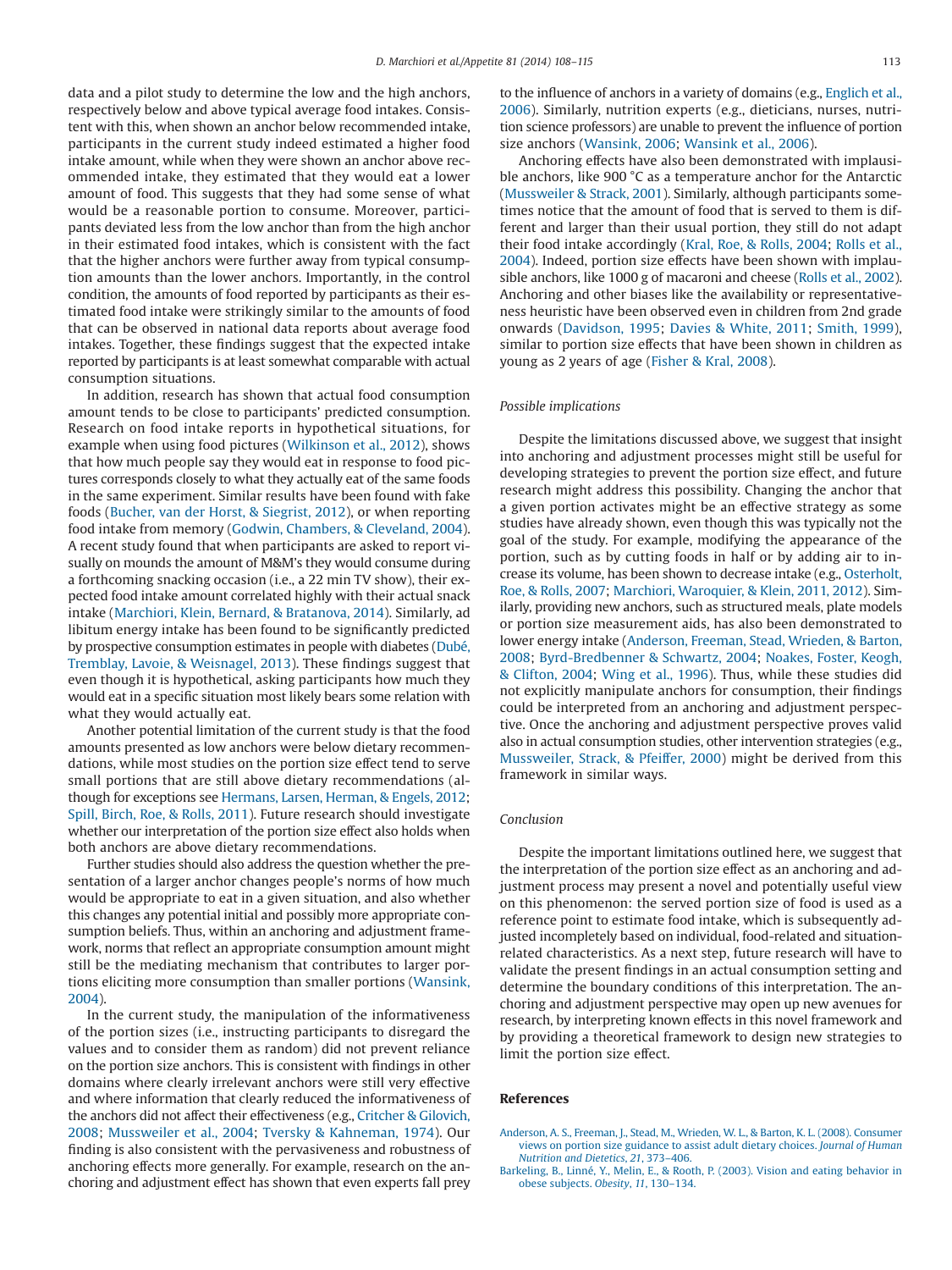data and a pilot study to determine the low and the high anchors, respectively below and above typical average food intakes. Consistent with this, when shown an anchor below recommended intake, participants in the current study indeed estimated a higher food intake amount, while when they were shown an anchor above recommended intake, they estimated that they would eat a lower amount of food. This suggests that they had some sense of what would be a reasonable portion to consume. Moreover, participants deviated less from the low anchor than from the high anchor in their estimated food intakes, which is consistent with the fact that the higher anchors were further away from typical consumption amounts than the lower anchors. Importantly, in the control condition, the amounts of food reported by participants as their estimated food intake were strikingly similar to the amounts of food that can be observed in national data reports about average food intakes. Together, these findings suggest that the expected intake reported by participants is at least somewhat comparable with actual consumption situations.

In addition, research has shown that actual food consumption amount tends to be close to participants' predicted consumption. Research on food intake reports in hypothetical situations, for example when using food pictures (Wilkinson et al., 2012), shows that how much people say they would eat in response to food pictures corresponds closely to what they actually eat of the same foods in the same experiment. Similar results have been found with fake foods (Bucher, van der Horst, & Siegrist, 2012), or when reporting food intake from memory (Godwin, Chambers, & Cleveland, 2004). A recent study found that when participants are asked to report visually on mounds the amount of M&M's they would consume during a forthcoming snacking occasion (i.e., a 22 min TV show), their expected food intake amount correlated highly with their actual snack intake (Marchiori, Klein, Bernard, & Bratanova, 2014). Similarly, ad libitum energy intake has been found to be significantly predicted by prospective consumption estimates in people with diabetes (Dubé, Tremblay, Lavoie, & Weisnagel, 2013). These findings suggest that even though it is hypothetical, asking participants how much they would eat in a specific situation most likely bears some relation with what they would actually eat.

Another potential limitation of the current study is that the food amounts presented as low anchors were below dietary recommendations, while most studies on the portion size effect tend to serve small portions that are still above dietary recommendations (although for exceptions see Hermans, Larsen, Herman, & Engels, 2012; Spill, Birch, Roe, & Rolls, 2011). Future research should investigate whether our interpretation of the portion size effect also holds when both anchors are above dietary recommendations.

Further studies should also address the question whether the presentation of a larger anchor changes people's norms of how much would be appropriate to eat in a given situation, and also whether this changes any potential initial and possibly more appropriate consumption beliefs. Thus, within an anchoring and adjustment framework, norms that reflect an appropriate consumption amount might still be the mediating mechanism that contributes to larger portions eliciting more consumption than smaller portions (Wansink, 2004).

In the current study, the manipulation of the informativeness of the portion sizes (i.e., instructing participants to disregard the values and to consider them as random) did not prevent reliance on the portion size anchors. This is consistent with findings in other domains where clearly irrelevant anchors were still very effective and where information that clearly reduced the informativeness of the anchors did not affect their effectiveness (e.g., Critcher & Gilovich, 2008; Mussweiler et al., 2004; Tversky & Kahneman, 1974). Our finding is also consistent with the pervasiveness and robustness of anchoring effects more generally. For example, research on the anchoring and adjustment effect has shown that even experts fall prey to the influence of anchors in a variety of domains (e.g., Englich et al., 2006). Similarly, nutrition experts (e.g., dieticians, nurses, nutrition science professors) are unable to prevent the influence of portion size anchors (Wansink, 2006; Wansink et al., 2006).

Anchoring effects have also been demonstrated with implausible anchors, like 900 °C as a temperature anchor for the Antarctic (Mussweiler & Strack, 2001). Similarly, although participants sometimes notice that the amount of food that is served to them is different and larger than their usual portion, they still do not adapt their food intake accordingly (Kral, Roe, & Rolls, 2004; Rolls et al., 2004). Indeed, portion size effects have been shown with implausible anchors, like 1000 g of macaroni and cheese (Rolls et al., 2002). Anchoring and other biases like the availability or representativeness heuristic have been observed even in children from 2nd grade onwards (Davidson, 1995; Davies & White, 2011; Smith, 1999), similar to portion size effects that have been shown in children as young as 2 years of age (Fisher & Kral, 2008).

### Possible implications

Despite the limitations discussed above, we suggest that insight into anchoring and adjustment processes might still be useful for developing strategies to prevent the portion size effect, and future research might address this possibility. Changing the anchor that a given portion activates might be an effective strategy as some studies have already shown, even though this was typically not the goal of the study. For example, modifying the appearance of the portion, such as by cutting foods in half or by adding air to increase its volume, has been shown to decrease intake (e.g., Osterholt, Roe, & Rolls, 2007; Marchiori, Waroquier, & Klein, 2011, 2012). Similarly, providing new anchors, such as structured meals, plate models or portion size measurement aids, has also been demonstrated to lower energy intake (Anderson, Freeman, Stead, Wrieden, & Barton, 2008; Byrd-Bredbenner & Schwartz, 2004; Noakes, Foster, Keogh, & Clifton, 2004; Wing et al., 1996). Thus, while these studies did not explicitly manipulate anchors for consumption, their findings could be interpreted from an anchoring and adjustment perspective. Once the anchoring and adjustment perspective proves valid also in actual consumption studies, other intervention strategies (e.g., Mussweiler, Strack, & Pfeiffer, 2000) might be derived from this framework in similar ways.

### Conclusion

Despite the important limitations outlined here, we suggest that the interpretation of the portion size effect as an anchoring and adjustment process may present a novel and potentially useful view on this phenomenon: the served portion size of food is used as a reference point to estimate food intake, which is subsequently adjusted incompletely based on individual, food-related and situation-related characteristics. As a next step, future research will have to validate the present findings in an actual consumption setting and determine the boundary conditions of this interpretation. The anchoring and adjustment perspective may open up new avenues for research, by interpreting known effects in this novel framework and by providing a theoretical framework to design new strategies to limit the portion size effect.

## References

Anderson, A. S., Freeman, J., Stead, M., Wrieden, W. L., & Barton, K. L. (2008). Consumer views on portion size guidance to assist adult dietary choices. *Journal of Human Nutrition and Dietetics*, *21*, 373–406.

Barkeling, B., Linné, Y., Melin, E., & Rooth, P. (2003). Vision and eating behavior in obese subjects. *Obesity*, *11*, 130–134.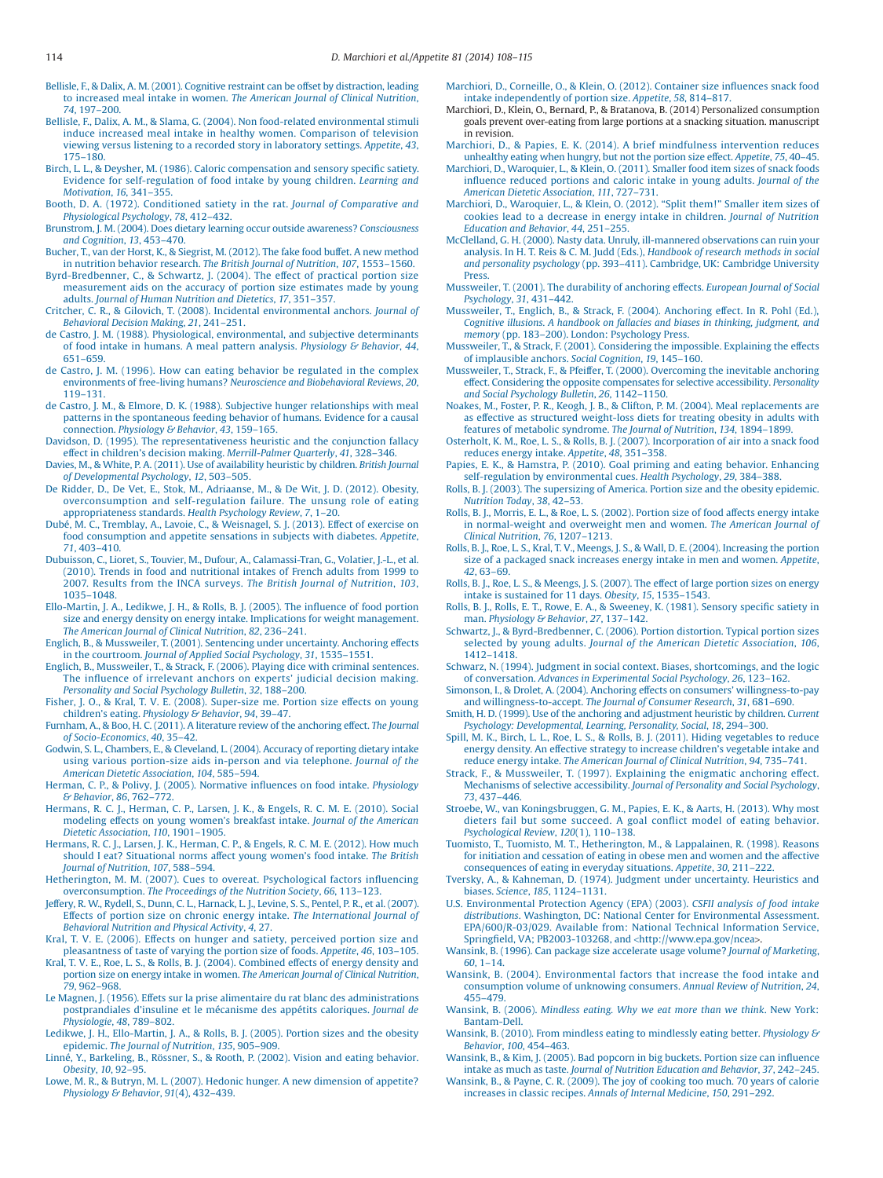Bellisle, F., & Dalix, A. M. (2001). Cognitive restraint can be offset by distraction, leading to increased meal intake in women. *The American Journal of Clinical Nutrition*, *74*, 197–200.

Bellisle, F., Dalix, A. M., & Slama, G. (2004). Non food-related environmental stimuli induce increased meal intake in healthy women. Comparison of television viewing versus listening to a recorded story in laboratory settings. *Appetite*, *43*, 175–180.

Birch, L. L., & Deysher, M. (1986). Caloric compensation and sensory specific satiety. Evidence for self-regulation of food intake by young children. *Learning and Motivation*, *16*, 341–355.

Booth, D. A. (1972). Conditioned satiety in the rat. *Journal of Comparative and Physiological Psychology*, *78*, 412–432.

Brunstrom, J. M. (2004). Does dietary learning occur outside awareness? *Consciousness and Cognition*, *13*, 453–470.

Bucher, T., van der Horst, K., & Siegrist, M. (2012). The fake food buffet. A new method in nutrition behavior research. *The British Journal of Nutrition*, *107*, 1553–1560.

Byrd-Bredbenner, C., & Schwartz, J. (2004). The effect of practical portion size measurement aids on the accuracy of portion size estimates made by young adults. *Journal of Human Nutrition and Dietetics*, *17*, 351–357.

Critcher, C. R., & Gilovich, T. (2008). Incidental environmental anchors. *Journal of Behavioral Decision Making*, *21*, 241–251.

de Castro, J. M. (1988). Physiological, environmental, and subjective determinants of food intake in humans. A meal pattern analysis. *Physiology & Behavior*, *44*, 651–659.

de Castro, J. M. (1996). How can eating behavior be regulated in the complex environments of free-living humans? *Neuroscience and Biobehavioral Reviews*, *20*, 119–131.

de Castro, J. M., & Elmore, D. K. (1988). Subjective hunger relationships with meal patterns in the spontaneous feeding behavior of humans. Evidence for a causal connection. *Physiology & Behavior*, *43*, 159–165.

Davidson, D. (1995). The representativeness heuristic and the conjunction fallacy effect in children's decision making. *Merrill-Palmer Quarterly*, *41*, 328–346.

Davies, M., & White, P. A. (2011). Use of availability heuristic by children. *British Journal of Developmental Psychology*, *12*, 503–505.

De Ridder, D., De Vet, E., Stok, M., Adriaanse, M., & De Wit, J. D. (2012). Obesity, overconsumption and self-regulation failure. The unsung role of eating appropriateness standards. *Health Psychology Review*, *7*, 1–20.

Dubé, M. C., Tremblay, A., Lavoie, C., & Weisnagel, S. J. (2013). Effect of exercise on food consumption and appetite sensations in subjects with diabetes. *Appetite*, *71*, 403–410.

Dubuisson, C., Lioret, S., Touvier, M., Dufour, A., Calamassi-Tran, G., Volatier, J.-L., et al. (2010). Trends in food and nutritional intakes of French adults from 1999 to 2007. Results from the INCA surveys. *The British Journal of Nutrition*, *103*, 1035–1048.

Ello-Martin, J. A., Ledikwe, J. H., & Rolls, B. J. (2005). The influence of food portion size and energy density on energy intake. Implications for weight management. *The American Journal of Clinical Nutrition*, *82*, 236–241.

Englich, B., & Mussweiler, T. (2001). Sentencing under uncertainty. Anchoring effects in the courtroom. *Journal of Applied Social Psychology*, *31*, 1535–1551.

Englich, B., Mussweiler, T., & Strack, F. (2006). Playing dice with criminal sentences. The influence of irrelevant anchors on experts' judicial decision making. *Personality and Social Psychology Bulletin*, *32*, 188–200.

Fisher, J. O., & Kral, T. V. E. (2008). Super-size me. Portion size effects on young children's eating. *Physiology & Behavior*, *94*, 39–47.

Furnham, A., & Boo, H. C. (2011). A literature review of the anchoring effect. *The Journal of Socio-Economics*, *40*, 35–42.

Godwin, S. L., Chambers, E., & Cleveland, L. (2004). Accuracy of reporting dietary intake using various portion-size aids in-person and via telephone. *Journal of the American Dietetic Association*, *104*, 585–594.

Herman, C. P., & Polivy, J. (2005). Normative influences on food intake. *Physiology & Behavior*, *86*, 762–772.

Hermans, R. C. J., Herman, C. P., Larsen, J. K., & Engels, R. C. M. E. (2010). Social modeling effects on young women's breakfast intake. *Journal of the American Dietetic Association*, *110*, 1901–1905.

Hermans, R. C. J., Larsen, J. K., Herman, C. P., & Engels, R. C. M. E. (2012). How much should I eat? Situational norms affect young women's food intake. *The British Journal of Nutrition*, *107*, 588–594.

Hetherington, M. M. (2007). Cues to overeat. Psychological factors influencing overconsumption. *The Proceedings of the Nutrition Society*, *66*, 113–123.

Jeffery, R. W., Rydell, S., Dunn, C. L., Harnack, L. J., Levine, S. S., Pentel, P. R., et al. (2007). Effects of portion size on chronic energy intake. *The International Journal of Behavioral Nutrition and Physical Activity*, *4*, 27.

Kral, T. V. E. (2006). Effects on hunger and satiety, perceived portion size and pleasantness of taste of varying the portion size of foods. *Appetite*, *46*, 103–105.

Kral, T. V. E., Roe, L. S., & Rolls, B. J. (2004). Combined effects of energy density and portion size on energy intake in women. *The American Journal of Clinical Nutrition*, *79*, 962–968.

Le Magnen, J. (1956). Effets sur la prise alimentaire du rat blanc des administrations postprandiales d'insuline et le mécanisme des appétits caloriques. *Journal de Physiologie*, *48*, 789–802.

Ledikwe, J. H., Ello-Martin, J. A., & Rolls, B. J. (2005). Portion sizes and the obesity epidemic. *The Journal of Nutrition*, *135*, 905–909.

Linné, Y., Barkeling, B., Rössner, S., & Rooth, P. (2002). Vision and eating behavior. *Obesity*, *10*, 92–95.

Lowe, M. R., & Butryn, M. L. (2007). Hedonic hunger. A new dimension of appetite? *Physiology & Behavior*, *91*(4), 432–439.

Marchiori, D., Corneille, O., & Klein, O. (2012). Container size influences snack food intake independently of portion size. *Appetite*, *58*, 814–817.

Marchiori, D., Klein, O., Bernard, P., & Bratanova, B. (2014) Personalized consumption goals prevent over-eating from large portions at a snacking situation. manuscript in revision.

Marchiori, D., & Papies, E. K. (2014). A brief mindfulness intervention reduces unhealthy eating when hungry, but not the portion size effect. *Appetite*, *75*, 40–45.

Marchiori, D., Waroquier, L., & Klein, O. (2011). Smaller food item sizes of snack foods influence reduced portions and caloric intake in young adults. *Journal of the American Dietetic Association*, *111*, 727–731.

Marchiori, D., Waroquier, L., & Klein, O. (2012). "Split them!" Smaller item sizes of cookies lead to a decrease in energy intake in children. *Journal of Nutrition Education and Behavior*, *44*, 251–255.

McClelland, G. H. (2000). Nasty data. Unruly, ill-mannered observations can ruin your analysis. In H. T. Reis & C. M. Judd (Eds.), *Handbook of research methods in social and personality psychology* (pp. 393–411). Cambridge, UK: Cambridge University Press.

Mussweiler, T. (2001). The durability of anchoring effects. *European Journal of Social Psychology*, *31*, 431–442.

Mussweiler, T., Englich, B., & Strack, F. (2004). Anchoring effect. In R. Pohl (Ed.), *Cognitive illusions. A handbook on fallacies and biases in thinking, judgment, and memory* (pp. 183–200). London: Psychology Press.

Mussweiler, T., & Strack, F. (2001). Considering the impossible. Explaining the effects of implausible anchors. *Social Cognition*, *19*, 145–160.

Mussweiler, T., Strack, F., & Pfeiffer, T. (2000). Overcoming the inevitable anchoring effect. Considering the opposite compensates for selective accessibility. *Personality and Social Psychology Bulletin*, *26*, 1142–1150.

Noakes, M., Foster, P. R., Keogh, J. B., & Clifton, P. M. (2004). Meal replacements are as effective as structured weight-loss diets for treating obesity in adults with features of metabolic syndrome. *The Journal of Nutrition*, *134*, 1894–1899.

Osterholt, K. M., Roe, L. S., & Rolls, B. J. (2007). Incorporation of air into a snack food reduces energy intake. *Appetite*, *48*, 351–358.

Papies, E. K., & Hamstra, P. (2010). Goal priming and eating behavior. Enhancing self-regulation by environmental cues. *Health Psychology*, *29*, 384–388.

Rolls, B. J. (2003). The supersizing of America. Portion size and the obesity epidemic. *Nutrition Today*, *38*, 42–53.

Rolls, B. J., Morris, E. L., & Roe, L. S. (2002). Portion size of food affects energy intake in normal-weight and overweight men and women. *The American Journal of Clinical Nutrition*, *76*, 1207–1213.

Rolls, B. J., Roe, L. S., Kral, T. V., Meengs, J. S., & Wall, D. E. (2004). Increasing the portion size of a packaged snack increases energy intake in men and women. *Appetite*, *42*, 63–69.

Rolls, B. J., Roe, L. S., & Meengs, J. S. (2007). The effect of large portion sizes on energy intake is sustained for 11 days. *Obesity*, *15*, 1535–1543.

Rolls, B. J., Rolls, E. T., Rowe, E. A., & Sweeney, K. (1981). Sensory specific satiety in man. *Physiology & Behavior*, *27*, 137–142.

Schwartz, J., & Byrd-Bredbenner, C. (2006). Portion distortion. Typical portion sizes selected by young adults. *Journal of the American Dietetic Association*, *106*, 1412–1418.

Schwarz, N. (1994). Judgment in social context. Biases, shortcomings, and the logic of conversation. *Advances in Experimental Social Psychology*, *26*, 123–162.

Simonson, I., & Drolet, A. (2004). Anchoring effects on consumers' willingness-to-pay and willingness-to-accept. *The Journal of Consumer Research*, *31*, 681–690.

Smith, H. D. (1999). Use of the anchoring and adjustment heuristic by children. *Current Psychology: Developmental, Learning, Personality, Social*, *18*, 294–300.

Spill, M. K., Birch, L. L., Roe, L. S., & Rolls, B. J. (2011). Hiding vegetables to reduce energy density. An effective strategy to increase children's vegetable intake and reduce energy intake. *The American Journal of Clinical Nutrition*, *94*, 735–741.

Strack, F., & Mussweiler, T. (1997). Explaining the enigmatic anchoring effect. Mechanisms of selective accessibility. *Journal of Personality and Social Psychology*, *73*, 437–446.

Stroebe, W., van Koningsbruggen, G. M., Papies, E. K., & Aarts, H. (2013). Why most dieters fail but some succeed. A goal conflict model of eating behavior. *Psychological Review*, *120*(1), 110–138.

Tuomisto, T., Tuomisto, M. T., Hetherington, M., & Lappalainen, R. (1998). Reasons for initiation and cessation of eating in obese men and women and the affective consequences of eating in everyday situations. *Appetite*, *30*, 211–222.

Tversky, A., & Kahneman, D. (1974). Judgment under uncertainty. Heuristics and biases. *Science*, *185*, 1124–1131.

U.S. Environmental Protection Agency (EPA) (2003). *CSFII analysis of food intake distributions*. Washington, DC: National Center for Environmental Assessment. EPA/600/R-03/029. Available from: National Technical Information Service, Springfield, VA; PB2003-103268, and <http://www.epa.gov/ncea>.

Wansink, B. (1996). Can package size accelerate usage volume? *Journal of Marketing*, *60*, 1–14.

Wansink, B. (2004). Environmental factors that increase the food intake and consumption volume of unknowing consumers. *Annual Review of Nutrition*, *24*, 455–479.

Wansink, B. (2006). *Mindless eating. Why we eat more than we think*. New York: Bantam-Dell.

Wansink, B. (2010). From mindless eating to mindlessly eating better. *Physiology & Behavior*, *100*, 454–463.

Wansink, B., & Kim, J. (2005). Bad popcorn in big buckets. Portion size can influence intake as much as taste. *Journal of Nutrition Education and Behavior*, *37*, 242–245.

Wansink, B., & Payne, C. R. (2009). The joy of cooking too much. 70 years of calorie increases in classic recipes. *Annals of Internal Medicine*, *150*, 291–292.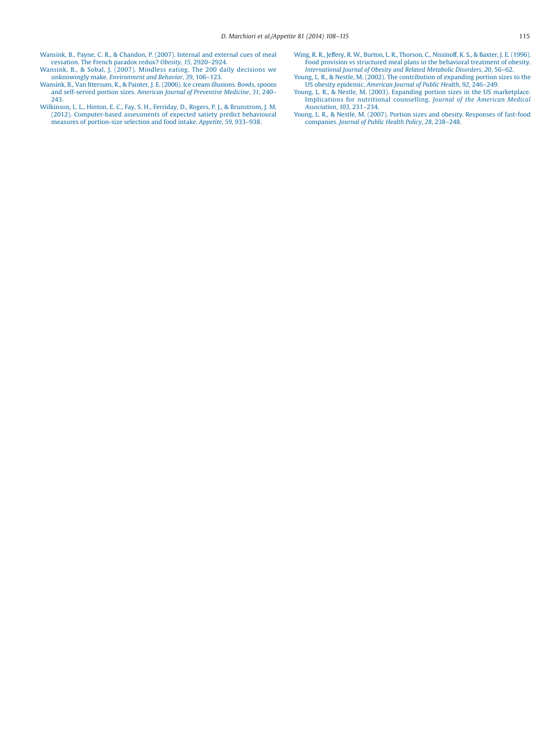Wansink, B., Payne, C. R., & Chandon, P. (2007). Internal and external cues of meal cessation. The French paradox redux? *Obesity*, *15*, 2920–2924.

Wansink, B., & Sobal, J. (2007). Mindless eating. The 200 daily decisions we unknowingly make. *Environment and Behavior*, *39*, 106–123.

Wansink, B., Van Ittersum, K., & Painter, J. E. (2006). Ice cream illusions. Bowls, spoons and self-served portion sizes. *American Journal of Preventive Medicine*, *31*, 240–243.

Wilkinson, L. L., Hinton, E. C., Fay, S. H., Ferriday, D., Rogers, P. J., & Brunstrom, J. M. (2012). Computer-based assessments of expected satiety predict behavioural measures of portion-size selection and food intake. *Appetite*, *59*, 933–938.

Wing, R. R., Jeffery, R. W., Burton, L. R., Thorson, C., Nissinoff, K. S., & Baxter, J. E. (1996). Food provision vs structured meal plans in the behavioral treatment of obesity. *International Journal of Obesity and Related Metabolic Disorders*, *20*, 56–62.

Young, L. R., & Nestle, M. (2002). The contribution of expanding portion sizes to the US obesity epidemic. *American Journal of Public Health*, *92*, 246–249.

Young, L. R., & Nestle, M. (2003). Expanding portion sizes in the US marketplace. Implications for nutritional counselling. *Journal of the American Medical Association*, *103*, 231–234.

Young, L. R., & Nestle, M. (2007). Portion sizes and obesity. Responses of fast-food companies. *Journal of Public Health Policy*, *28*, 238–248.